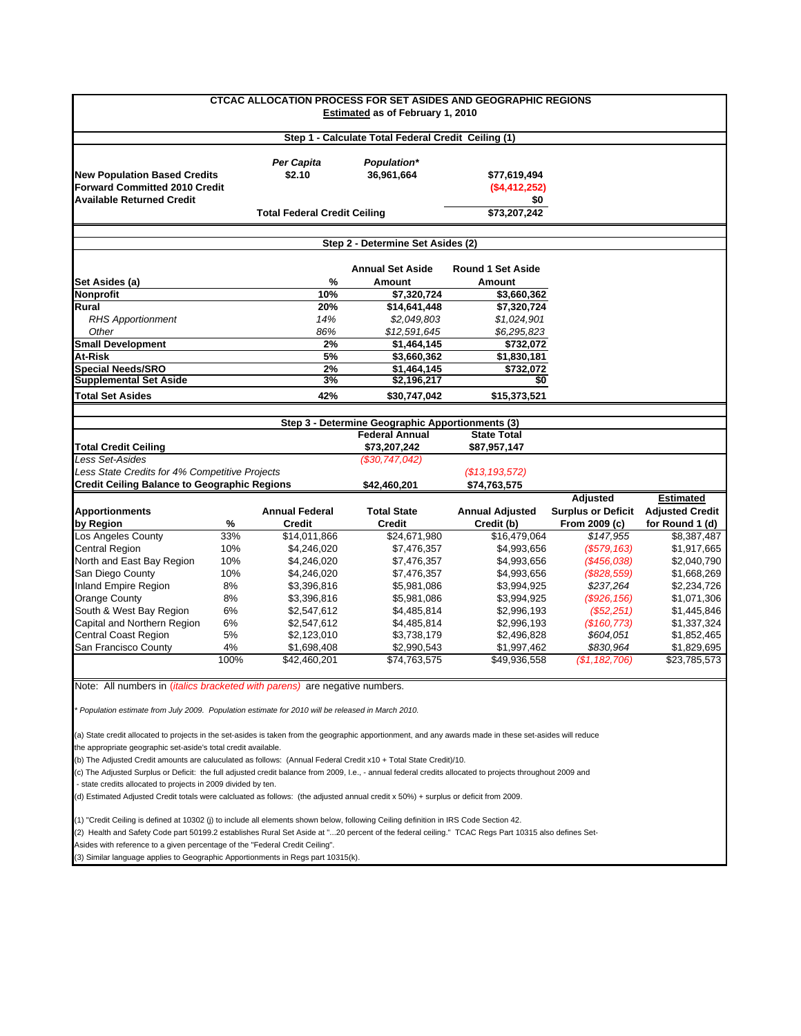# CTCAC ALLOCATION PROCESS FOR SET ASIDES AND GEOGRAPHIC REGIONS

**Estimated as of February 1, 2010**

## Step 1 - Calculate Total Federal Credit Ceiling (1)

| | Per Capita | Population* | |
|---|---|---|---|
| **New Population Based Credits** | $2.10 | 36,961,664 | $77,619,494 |
| **Forward Committed 2010 Credit** | | | ($4,412,252) |
| **Available Returned Credit** | | | $0 |
| | **Total Federal Credit Ceiling** | | **$73,207,242** |

## Step 2 - Determine Set Asides (2)

| Set Asides (a) | % | Annual Set Aside Amount | Round 1 Set Aside Amount |
|---|---|---|---|
| **Nonprofit** | 10% | $7,320,724 | $3,660,362 |
| **Rural** | 20% | $14,641,448 | $7,320,724 |
| *RHS Apportionment* | *14%* | *$2,049,803* | *$1,024,901* |
| *Other* | *86%* | *$12,591,645* | *$6,295,823* |
| **Small Development** | 2% | $1,464,145 | $732,072 |
| **At-Risk** | 5% | $3,660,362 | $1,830,181 |
| **Special Needs/SRO** | 2% | $1,464,145 | $732,072 |
| **Supplemental Set Aside** | 3% | $2,196,217 | $0 |
| **Total Set Asides** | 42% | $30,747,042 | $15,373,521 |

## Step 3 - Determine Geographic Apportionments (3)

| | Federal Annual | State Total |
|---|---|---|
| **Total Credit Ceiling** | $73,207,242 | $87,957,147 |
| *Less Set-Asides* | *($30,747,042)* | |
| *Less State Credits for 4% Competitive Projects* | | *($13,193,572)* |
| **Credit Ceiling Balance to Geographic Regions** | $42,460,201 | $74,763,575 |

| Apportionments by Region | % | Annual Federal Credit | Total State Credit | Annual Adjusted Credit (b) | Adjusted Surplus or Deficit From 2009 (c) | Estimated Adjusted Credit for Round 1 (d) |
|---|---|---|---|---|---|---|
| Los Angeles County | 33% | $14,011,866 | $24,671,980 | $16,479,064 | *$147,955* | $8,387,487 |
| Central Region | 10% | $4,246,020 | $7,476,357 | $4,993,656 | *($579,163)* | $1,917,665 |
| North and East Bay Region | 10% | $4,246,020 | $7,476,357 | $4,993,656 | *($456,038)* | $2,040,790 |
| San Diego County | 10% | $4,246,020 | $7,476,357 | $4,993,656 | *($828,559)* | $1,668,269 |
| Inland Empire Region | 8% | $3,396,816 | $5,981,086 | $3,994,925 | *$237,264* | $2,234,726 |
| Orange County | 8% | $3,396,816 | $5,981,086 | $3,994,925 | *($926,156)* | $1,071,306 |
| South & West Bay Region | 6% | $2,547,612 | $4,485,814 | $2,996,193 | *($52,251)* | $1,445,846 |
| Capital and Northern Region | 6% | $2,547,612 | $4,485,814 | $2,996,193 | *($160,773)* | $1,337,324 |
| Central Coast Region | 5% | $2,123,010 | $3,738,179 | $2,496,828 | *$604,051* | $1,852,465 |
| San Francisco County | 4% | $1,698,408 | $2,990,543 | $1,997,462 | *$830,964* | $1,829,695 |
| | 100% | $42,460,201 | $74,763,575 | $49,936,558 | *($1,182,706)* | $23,785,573 |

Note: All numbers in *(italics bracketed with parens)* are negative numbers.

*\* Population estimate from July 2009. Population estimate for 2010 will be released in March 2010.*

(a) State credit allocated to projects in the set-asides is taken from the geographic apportionment, and any awards made in these set-asides will reduce the appropriate geographic set-aside's total credit available.

(b) The Adjusted Credit amounts are caluculated as follows: (Annual Federal Credit x10 + Total State Credit)/10.

(c) The Adjusted Surplus or Deficit: the full adjusted credit balance from 2009, I.e., - annual federal credits allocated to projects throughout 2009 and - state credits allocated to projects in 2009 divided by ten.

(d) Estimated Adjusted Credit totals were calcluated as follows: (the adjusted annual credit x 50%) + surplus or deficit from 2009.

(1) "Credit Ceiling is defined at 10302 (j) to include all elements shown below, following Ceiling definition in IRS Code Section 42.

(2) Health and Safety Code part 50199.2 establishes Rural Set Aside at "...20 percent of the federal ceiling." TCAC Regs Part 10315 also defines Set-Asides with reference to a given percentage of the "Federal Credit Ceiling".

(3) Similar language applies to Geographic Apportionments in Regs part 10315(k).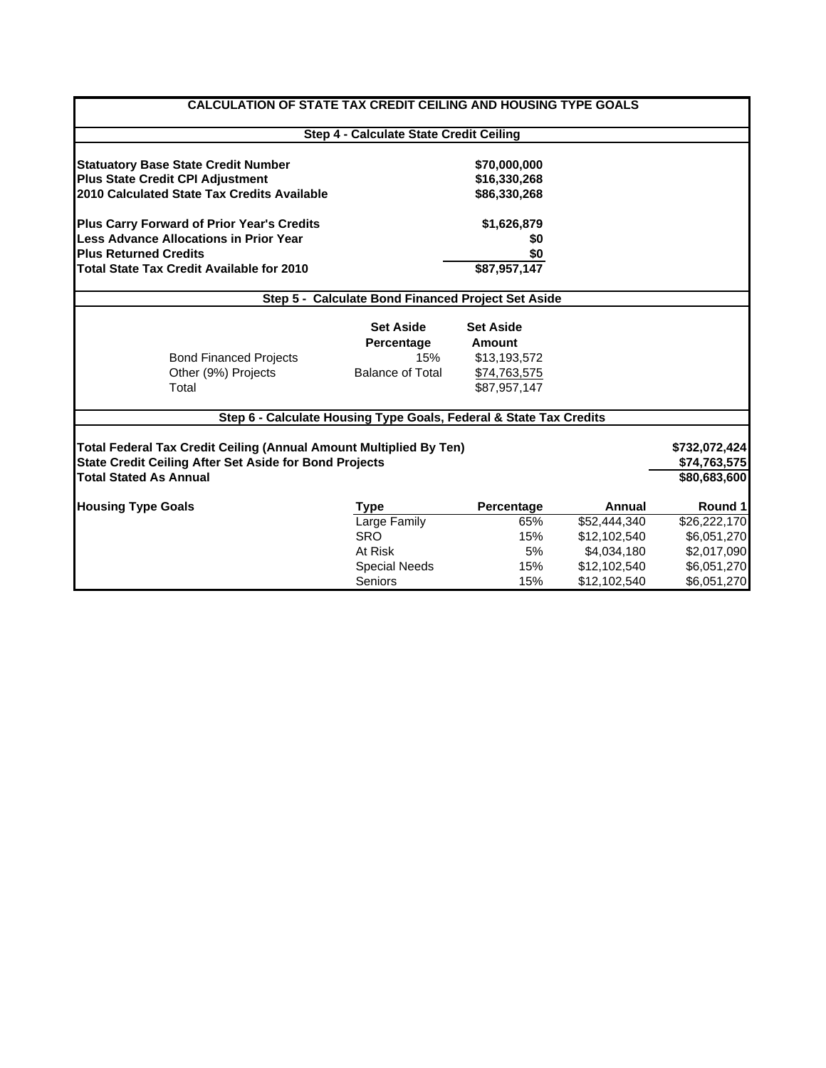## CALCULATION OF STATE TAX CREDIT CEILING AND HOUSING TYPE GOALS

### Step 4 - Calculate State Credit Ceiling

| | |
|---|---|
| **Statuatory Base State Credit Number** | **$70,000,000** |
| **Plus State Credit CPI Adjustment** | **$16,330,268** |
| **2010 Calculated State Tax Credits Available** | **$86,330,268** |
| **Plus Carry Forward of Prior Year's Credits** | **$1,626,879** |
| **Less Advance Allocations in Prior Year** | **$0** |
| **Plus Returned Credits** | **$0** |
| **Total State Tax Credit Available for 2010** | **$87,957,147** |

### Step 5 - Calculate Bond Financed Project Set Aside

| | Set Aside Percentage | Set Aside Amount |
|---|---|---|
| Bond Financed Projects | 15% | $13,193,572 |
| Other (9%) Projects | Balance of Total | $74,763,575 |
| Total | | $87,957,147 |

### Step 6 - Calculate Housing Type Goals, Federal & State Tax Credits

| | |
|---|---|
| **Total Federal Tax Credit Ceiling (Annual Amount Multiplied By Ten)** | **$732,072,424** |
| **State Credit Ceiling After Set Aside for Bond Projects** | **$74,763,575** |
| **Total Stated As Annual** | **$80,683,600** |

| **Housing Type Goals** | **Type** | **Percentage** | **Annual** | **Round 1** |
|---|---|---|---|---|
| | Large Family | 65% | $52,444,340 | $26,222,170 |
| | SRO | 15% | $12,102,540 | $6,051,270 |
| | At Risk | 5% | $4,034,180 | $2,017,090 |
| | Special Needs | 15% | $12,102,540 | $6,051,270 |
| | Seniors | 15% | $12,102,540 | $6,051,270 |